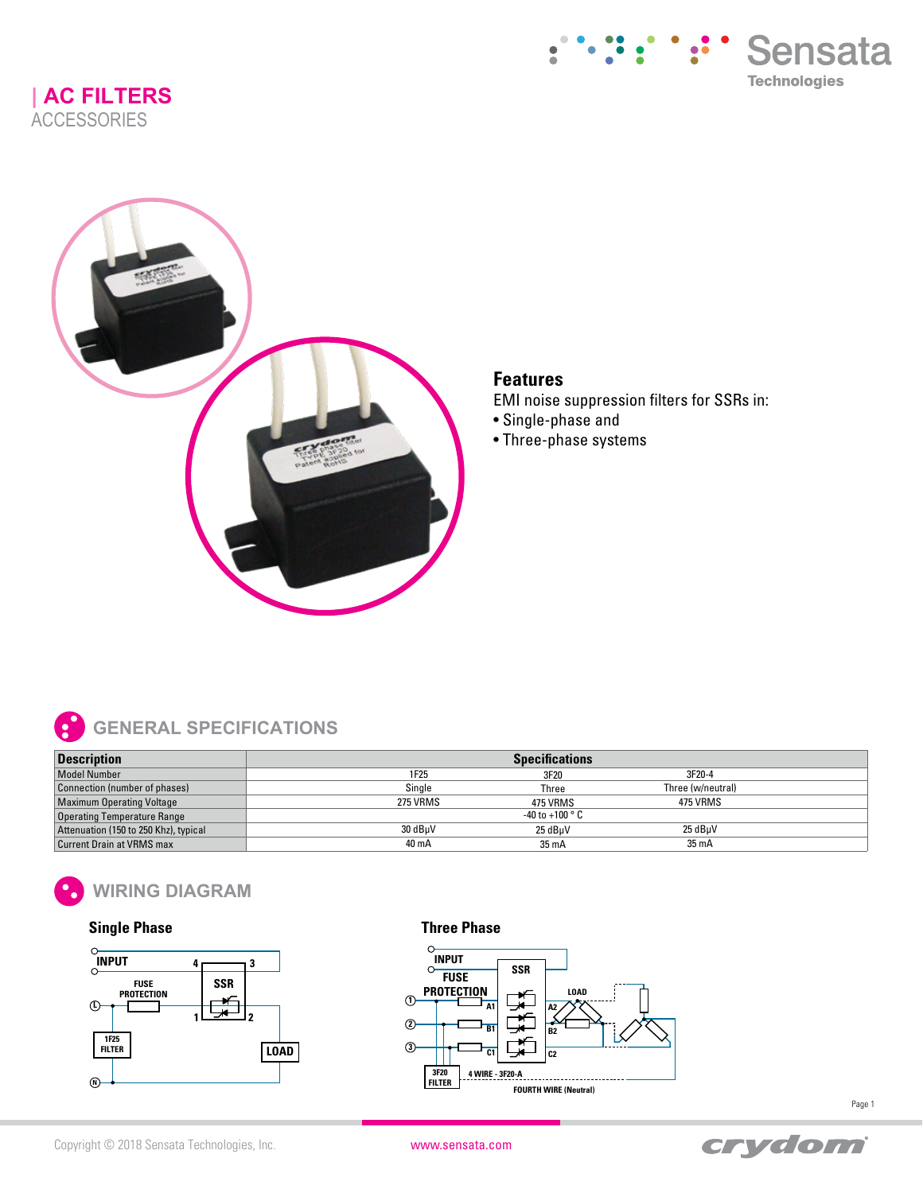# | AC FILTERS

ACCESSORIES

## Features

EMI noise suppression filters for SSRs in:

- Single-phase and
- Three-phase systems

## GENERAL SPECIFICATIONS

| Description | Specifications | | |
|---|---|---|---|
| Model Number | 1F25 | 3F20 | 3F20-4 |
| Connection (number of phases) | Single | Three | Three (w/neutral) |
| Maximum Operating Voltage | 275 VRMS | 475 VRMS | 475 VRMS |
| Operating Temperature Range | -40 to +100 ° C | | |
| Attenuation (150 to 250 Khz), typical | 30 dBμV | 25 dBμV | 25 dBμV |
| Current Drain at VRMS max | 40 mA | 35 mA | 35 mA |

## WIRING DIAGRAM

### Single Phase

INPUT, FUSE PROTECTION, SSR (4, 3, 1, 2), 1F25 FILTER, LOAD, L, N

### Three Phase

INPUT, FUSE PROTECTION, SSR (A1, B1, C1, A2, B2, C2), LOAD, 1, 2, 3, 3F20 FILTER, 4 WIRE - 3F20-A, FOURTH WIRE (Neutral)

Copyright © 2018 Sensata Technologies, Inc. www.sensata.com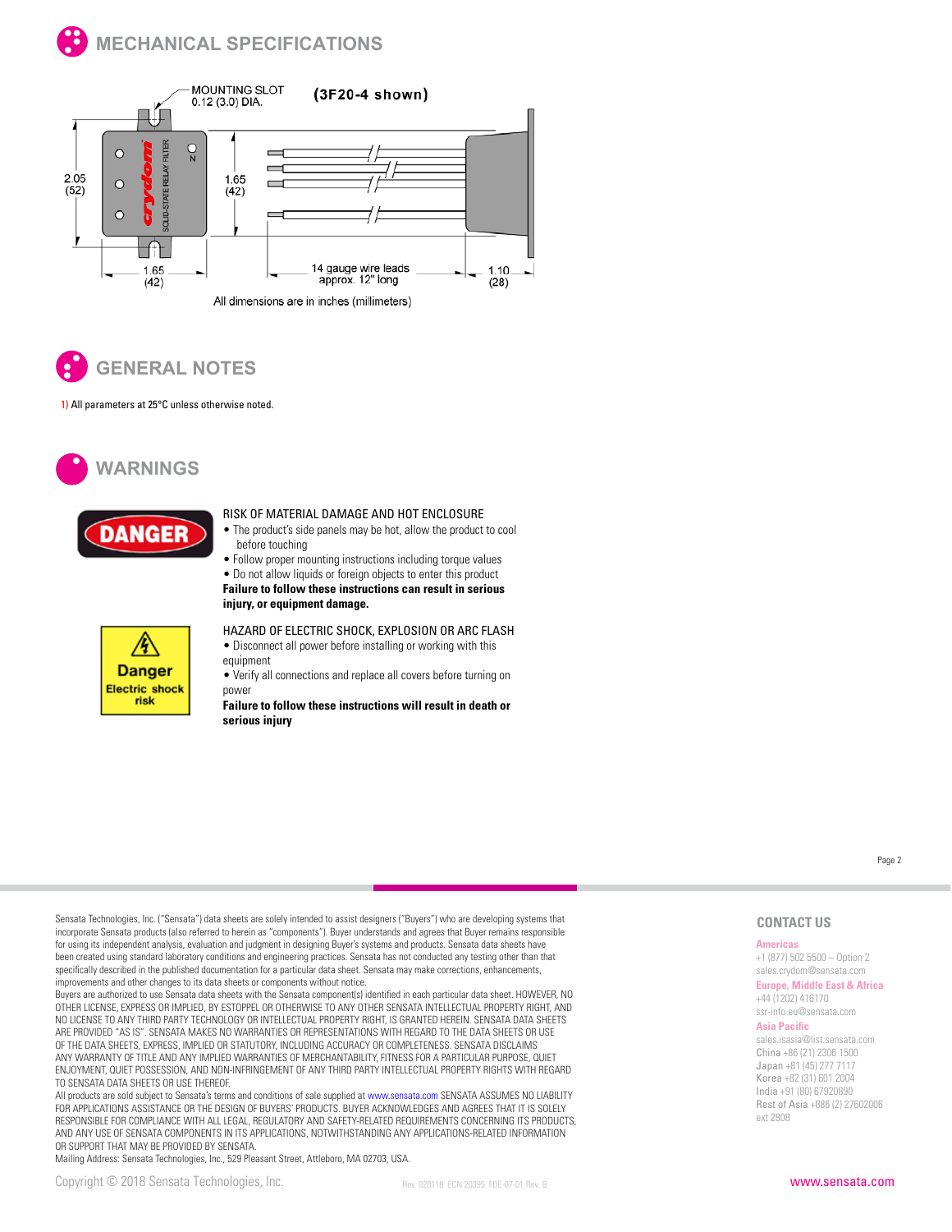## MECHANICAL SPECIFICATIONS

MOUNTING SLOT 0.12 (3.0) DIA.

(3F20-4 shown)

2.05 (52)

1.65 (42)

1.65 (42)

14 gauge wire leads approx. 12" long

1.10 (28)

All dimensions are in inches (millimeters)

## GENERAL NOTES

1) All parameters at 25°C unless otherwise noted.

## WARNINGS

DANGER

RISK OF MATERIAL DAMAGE AND HOT ENCLOSURE

- The product's side panels may be hot, allow the product to cool before touching
- Follow proper mounting instructions including torque values
- Do not allow liquids or foreign objects to enter this product

**Failure to follow these instructions can result in serious injury, or equipment damage.**

Danger Electric shock risk

HAZARD OF ELECTRIC SHOCK, EXPLOSION OR ARC FLASH

- Disconnect all power before installing or working with this equipment
- Verify all connections and replace all covers before turning on power

**Failure to follow these instructions will result in death or serious injury**

Sensata Technologies, Inc. ("Sensata") data sheets are solely intended to assist designers ("Buyers") who are developing systems that incorporate Sensata products (also referred to herein as "components"). Buyer understands and agrees that Buyer remains responsible for using its independent analysis, evaluation and judgment in designing Buyer's systems and products. Sensata data sheets have been created using standard laboratory conditions and engineering practices. Sensata has not conducted any testing other than that specifically described in the published documentation for a particular data sheet. Sensata may make corrections, enhancements, improvements and other changes to its data sheets or components without notice.

Buyers are authorized to use Sensata data sheets with the Sensata component(s) identified in each particular data sheet. HOWEVER, NO OTHER LICENSE, EXPRESS OR IMPLIED, BY ESTOPPEL OR OTHERWISE TO ANY OTHER SENSATA INTELLECTUAL PROPERTY RIGHT, AND NO LICENSE TO ANY THIRD PARTY TECHNOLOGY OR INTELLECTUAL PROPERTY RIGHT, IS GRANTED HEREIN. SENSATA DATA SHEETS ARE PROVIDED "AS IS". SENSATA MAKES NO WARRANTIES OR REPRESENTATIONS WITH REGARD TO THE DATA SHEETS OR USE OF THE DATA SHEETS, EXPRESS, IMPLIED OR STATUTORY, INCLUDING ACCURACY OR COMPLETENESS. SENSATA DISCLAIMS ANY WARRANTY OF TITLE AND ANY IMPLIED WARRANTIES OF MERCHANTABILITY, FITNESS FOR A PARTICULAR PURPOSE, QUIET ENJOYMENT, QUIET POSSESSION, AND NON-INFRINGEMENT OF ANY THIRD PARTY INTELLECTUAL PROPERTY RIGHTS WITH REGARD TO SENSATA DATA SHEETS OR USE THEREOF.

All products are sold subject to Sensata's terms and conditions of sale supplied at www.sensata.com SENSATA ASSUMES NO LIABILITY FOR APPLICATIONS ASSISTANCE OR THE DESIGN OF BUYERS' PRODUCTS. BUYER ACKNOWLEDGES AND AGREES THAT IT IS SOLELY RESPONSIBLE FOR COMPLIANCE WITH ALL LEGAL, REGULATORY AND SAFETY-RELATED REQUIREMENTS CONCERNING ITS PRODUCTS, AND ANY USE OF SENSATA COMPONENTS IN ITS APPLICATIONS, NOTWITHSTANDING ANY APPLICATIONS-RELATED INFORMATION OR SUPPORT THAT MAY BE PROVIDED BY SENSATA.

Mailing Address: Sensata Technologies, Inc., 529 Pleasant Street, Attleboro, MA 02703, USA.

### CONTACT US

**Americas**
+1 (877) 502 5500 – Option 2
sales.crydom@sensata.com

**Europe, Middle East & Africa**
+44 (1202) 416170
ssr-info.eu@sensata.com

**Asia Pacific**
sales.isasia@list.sensata.com
China +86 (21) 2306 1500
Japan +81 (45) 277 7117
Korea +82 (31) 601 2004
India +91 (80) 67920890
Rest of Asia +886 (2) 27602006 ext 2808

Copyright © 2018 Sensata Technologies, Inc.

Rev. 020118 ECN 20395 FDE-07-01 Rev. B

www.sensata.com